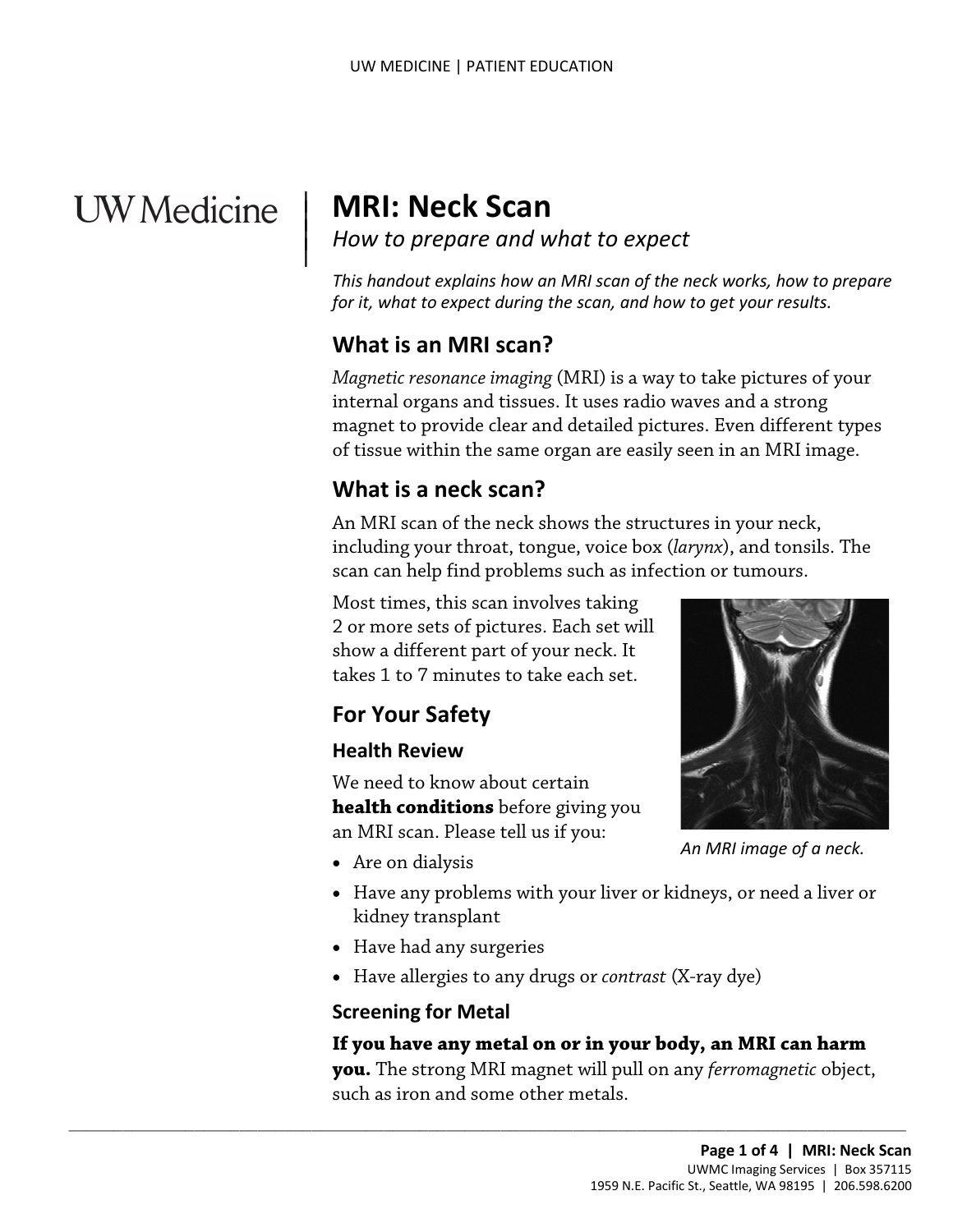# MRI: Neck Scan

*How to prepare and what to expect*

*This handout explains how an MRI scan of the neck works, how to prepare for it, what to expect during the scan, and how to get your results.*

## What is an MRI scan?

*Magnetic resonance imaging* (MRI) is a way to take pictures of your internal organs and tissues. It uses radio waves and a strong magnet to provide clear and detailed pictures. Even different types of tissue within the same organ are easily seen in an MRI image.

## What is a neck scan?

An MRI scan of the neck shows the structures in your neck, including your throat, tongue, voice box (*larynx*), and tonsils. The scan can help find problems such as infection or tumours.

Most times, this scan involves taking 2 or more sets of pictures. Each set will show a different part of your neck. It takes 1 to 7 minutes to take each set.

*An MRI image of a neck.*

## For Your Safety

### Health Review

We need to know about certain **health conditions** before giving you an MRI scan. Please tell us if you:

- Are on dialysis
- Have any problems with your liver or kidneys, or need a liver or kidney transplant
- Have had any surgeries
- Have allergies to any drugs or *contrast* (X-ray dye)

### Screening for Metal

**If you have any metal on or in your body, an MRI can harm you.** The strong MRI magnet will pull on any *ferromagnetic* object, such as iron and some other metals.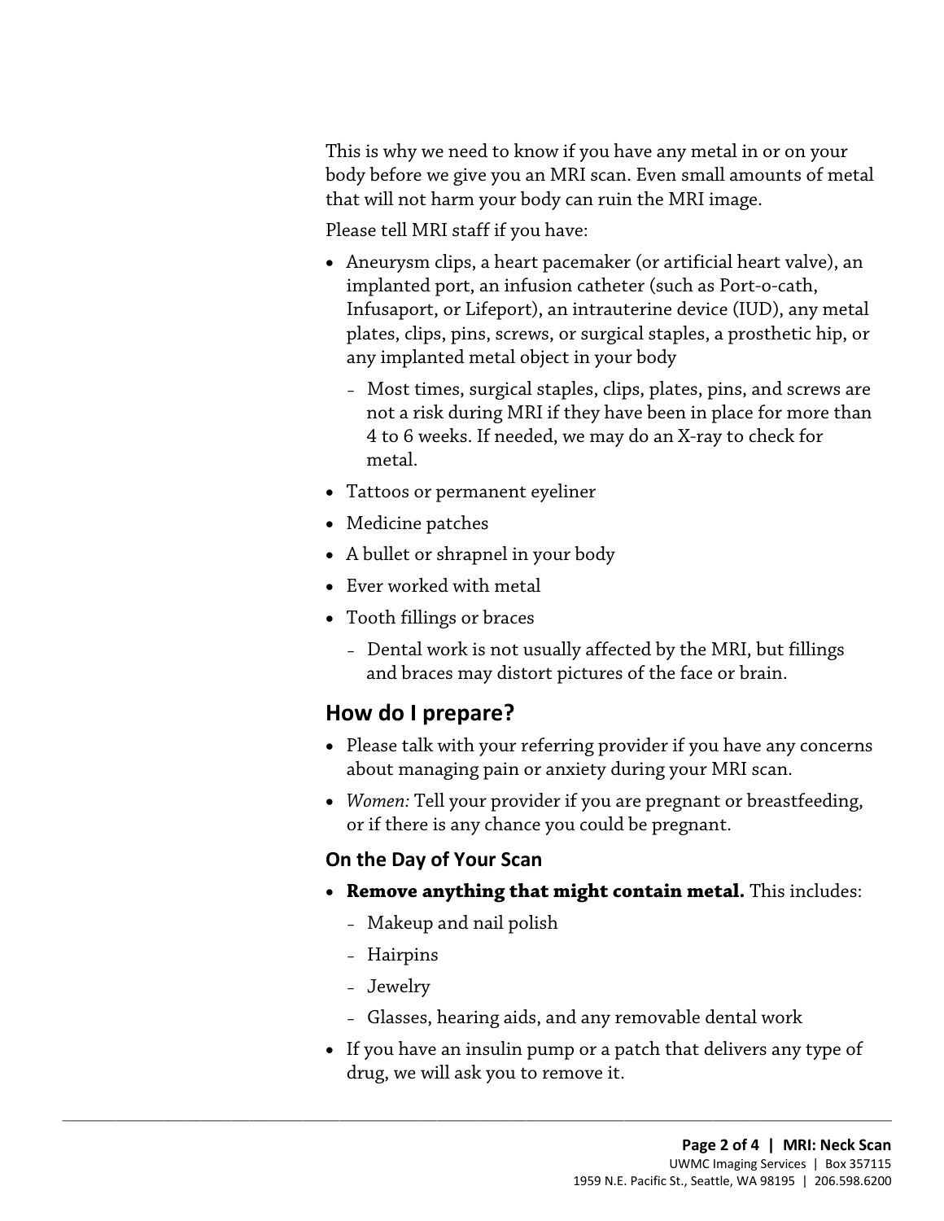This is why we need to know if you have any metal in or on your body before we give you an MRI scan. Even small amounts of metal that will not harm your body can ruin the MRI image.

Please tell MRI staff if you have:

- Aneurysm clips, a heart pacemaker (or artificial heart valve), an implanted port, an infusion catheter (such as Port-o-cath, Infusaport, or Lifeport), an intrauterine device (IUD), any metal plates, clips, pins, screws, or surgical staples, a prosthetic hip, or any implanted metal object in your body
  - Most times, surgical staples, clips, plates, pins, and screws are not a risk during MRI if they have been in place for more than 4 to 6 weeks. If needed, we may do an X-ray to check for metal.
- Tattoos or permanent eyeliner
- Medicine patches
- A bullet or shrapnel in your body
- Ever worked with metal
- Tooth fillings or braces
  - Dental work is not usually affected by the MRI, but fillings and braces may distort pictures of the face or brain.

## How do I prepare?

- Please talk with your referring provider if you have any concerns about managing pain or anxiety during your MRI scan.
- *Women:* Tell your provider if you are pregnant or breastfeeding, or if there is any chance you could be pregnant.

### On the Day of Your Scan

- **Remove anything that might contain metal.** This includes:
  - Makeup and nail polish
  - Hairpins
  - Jewelry
  - Glasses, hearing aids, and any removable dental work
- If you have an insulin pump or a patch that delivers any type of drug, we will ask you to remove it.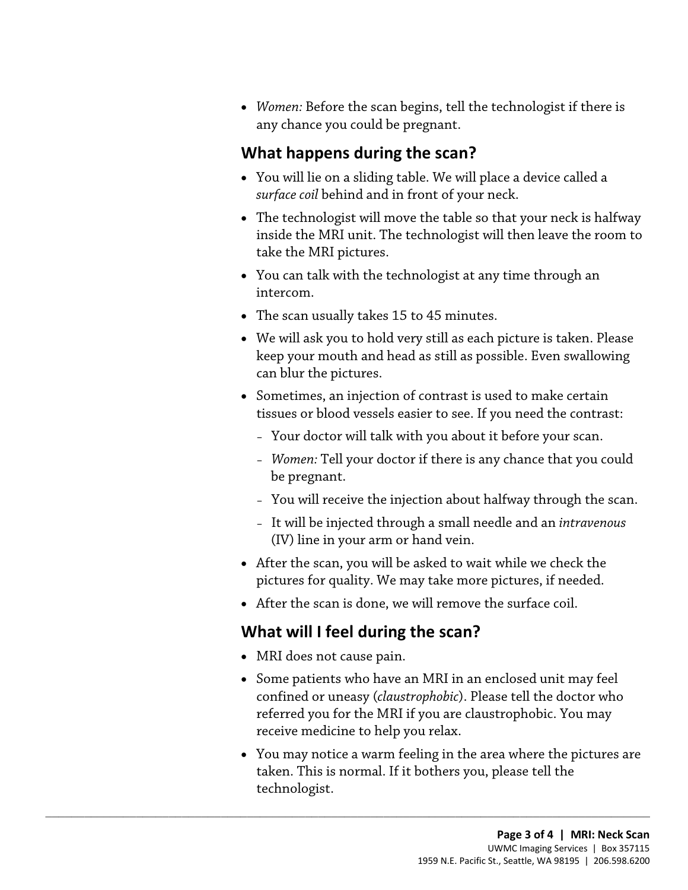- *Women:* Before the scan begins, tell the technologist if there is any chance you could be pregnant.

## What happens during the scan?

- You will lie on a sliding table. We will place a device called a *surface coil* behind and in front of your neck.
- The technologist will move the table so that your neck is halfway inside the MRI unit. The technologist will then leave the room to take the MRI pictures.
- You can talk with the technologist at any time through an intercom.
- The scan usually takes 15 to 45 minutes.
- We will ask you to hold very still as each picture is taken. Please keep your mouth and head as still as possible. Even swallowing can blur the pictures.
- Sometimes, an injection of contrast is used to make certain tissues or blood vessels easier to see. If you need the contrast:
  - Your doctor will talk with you about it before your scan.
  - *Women:* Tell your doctor if there is any chance that you could be pregnant.
  - You will receive the injection about halfway through the scan.
  - It will be injected through a small needle and an *intravenous* (IV) line in your arm or hand vein.
- After the scan, you will be asked to wait while we check the pictures for quality. We may take more pictures, if needed.
- After the scan is done, we will remove the surface coil.

## What will I feel during the scan?

- MRI does not cause pain.
- Some patients who have an MRI in an enclosed unit may feel confined or uneasy (*claustrophobic*). Please tell the doctor who referred you for the MRI if you are claustrophobic. You may receive medicine to help you relax.
- You may notice a warm feeling in the area where the pictures are taken. This is normal. If it bothers you, please tell the technologist.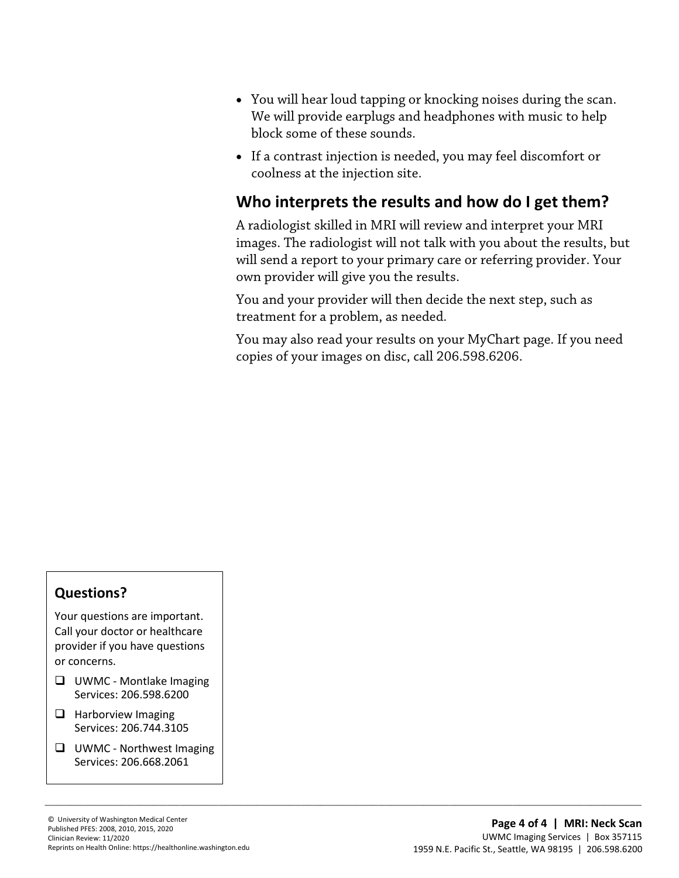- You will hear loud tapping or knocking noises during the scan. We will provide earplugs and headphones with music to help block some of these sounds.
- If a contrast injection is needed, you may feel discomfort or coolness at the injection site.

## Who interprets the results and how do I get them?

A radiologist skilled in MRI will review and interpret your MRI images. The radiologist will not talk with you about the results, but will send a report to your primary care or referring provider. Your own provider will give you the results.

You and your provider will then decide the next step, such as treatment for a problem, as needed.

You may also read your results on your MyChart page. If you need copies of your images on disc, call 206.598.6206.

### Questions?

Your questions are important. Call your doctor or healthcare provider if you have questions or concerns.

- ☐ UWMC - Montlake Imaging Services: 206.598.6200
- ☐ Harborview Imaging Services: 206.744.3105
- ☐ UWMC - Northwest Imaging Services: 206.668.2061

© University of Washington Medical Center
Published PFES: 2008, 2010, 2015, 2020
Clinician Review: 11/2020
Reprints on Health Online: https://healthonline.washington.edu

UWMC Imaging Services | Box 357115
1959 N.E. Pacific St., Seattle, WA 98195 | 206.598.6200